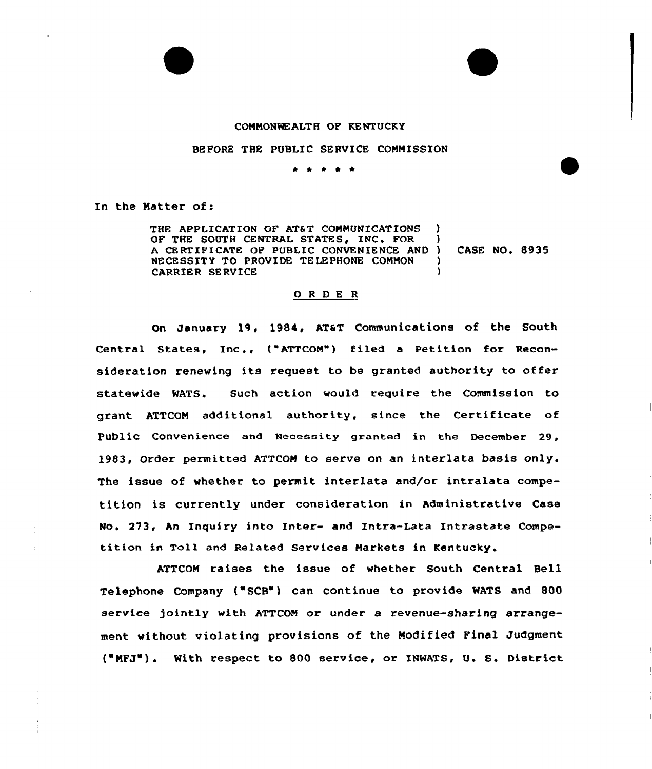COMMONWEALTH OF KENTUCKY

BEFORE THE PUBLIC SERVICE COMMISSION

\* \* \* \* \*

In the Matter of:

| | | |
|---|---|---|
| THE APPLICATION OF AT&T COMMUNICATIONS OF THE SOUTH CENTRAL STATES, INC. FOR A CERTIFICATE OF PUBLIC CONVENIENCE AND NECESSITY TO PROVIDE TELEPHONE COMMON CARRIER SERVICE | ) | CASE NO. 8935 |

## O R D E R

On January 19, 1984, AT&T Communications of the South Central States, Inc., ("ATTCOM") filed a Petition for Reconsideration renewing its request to be granted authority to offer statewide WATS. Such action would require the Commission to grant ATTCOM additional authority, since the Certificate of Public Convenience and Necessity granted in the December 29, 1983, Order permitted ATTCOM to serve on an interlata basis only. The issue of whether to permit interlata and/or intralata competition is currently under consideration in Administrative Case No. 273, An Inquiry into Inter- and Intra-Lata Intrastate Competition in Toll and Related Services Markets in Kentucky.

ATTCOM raises the issue of whether South Central Bell Telephone Company ("SCB") can continue to provide WATS and 800 service jointly with ATTCOM or under a revenue-sharing arrangement without violating provisions of the Modified Final Judgment ("MFJ"). With respect to 800 service, or INWATS, U. S. District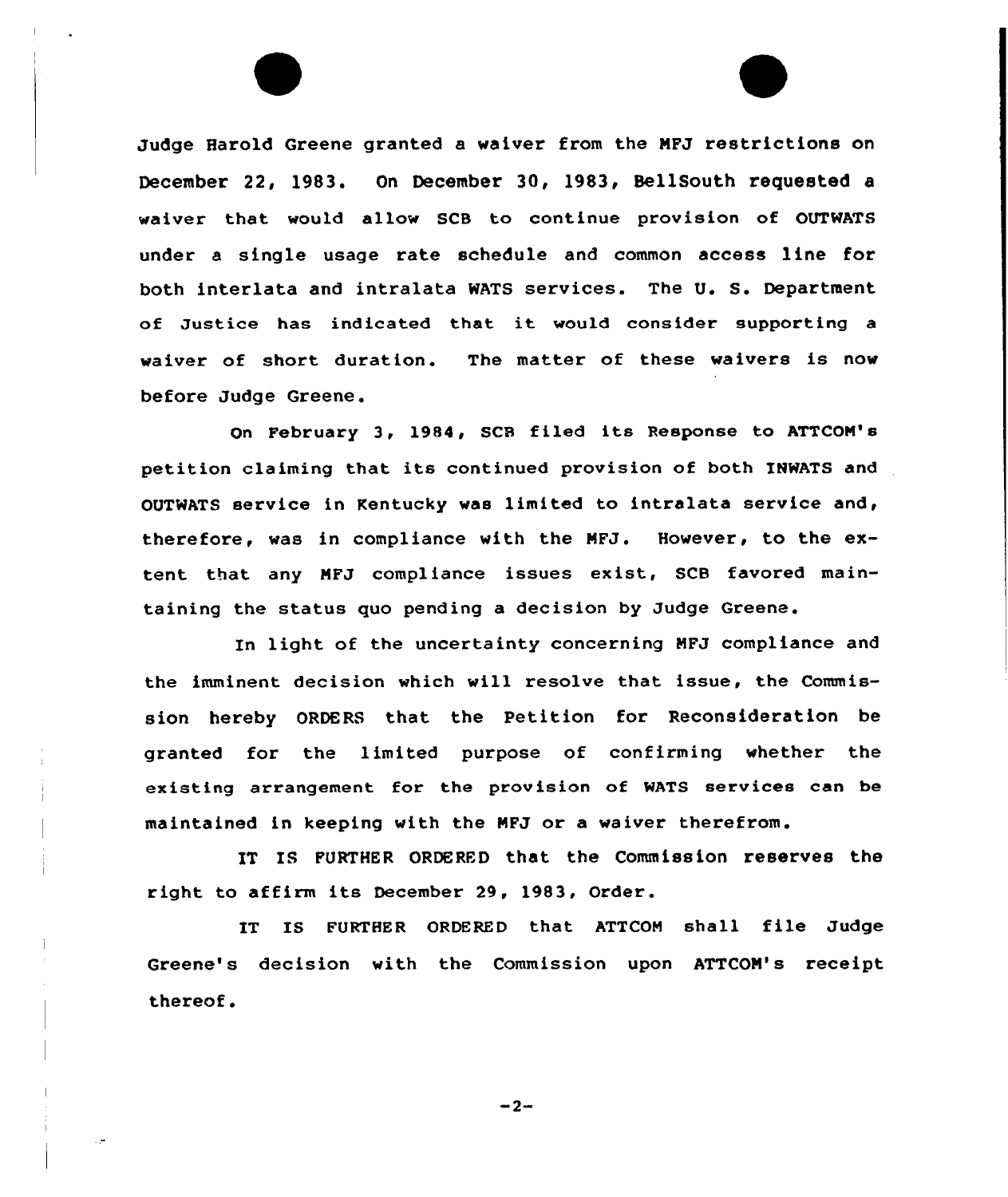Judge Harold Greene granted a waiver from the MFJ restrictions on December 22, 1983. On December 30, 1983, BellSouth requested a waiver that would allow SCB to continue provision of OUTWATS under a single usage rate schedule and common access line for both interlata and intralata WATS services. The U. S. Department of Justice has indicated that it would consider supporting a waiver of short duration. The matter of these waivers is now before Judge Greene.

On February 3, 1984, SCB filed its Response to ATTCOM's petition claiming that its continued provision of both INWATS and OUTWATS service in Kentucky was limited to intralata service and, therefore, was in compliance with the MFJ. However, to the extent that any MFJ compliance issues exist, SCB favored maintaining the status quo pending a decision by Judge Greene.

In light of the uncertainty concerning MFJ compliance and the imminent decision which will resolve that issue, the Commission hereby ORDERS that the Petition for Reconsideration be granted for the limited purpose of confirming whether the existing arrangement for the provision of WATS services can be maintained in keeping with the MFJ or a waiver therefrom.

IT IS FURTHER ORDERED that the Commission reserves the right to affirm its December 29, 1983, Order.

IT IS FURTHER ORDERED that ATTCOM shall file Judge Greene's decision with the Commission upon ATTCOM's receipt thereof.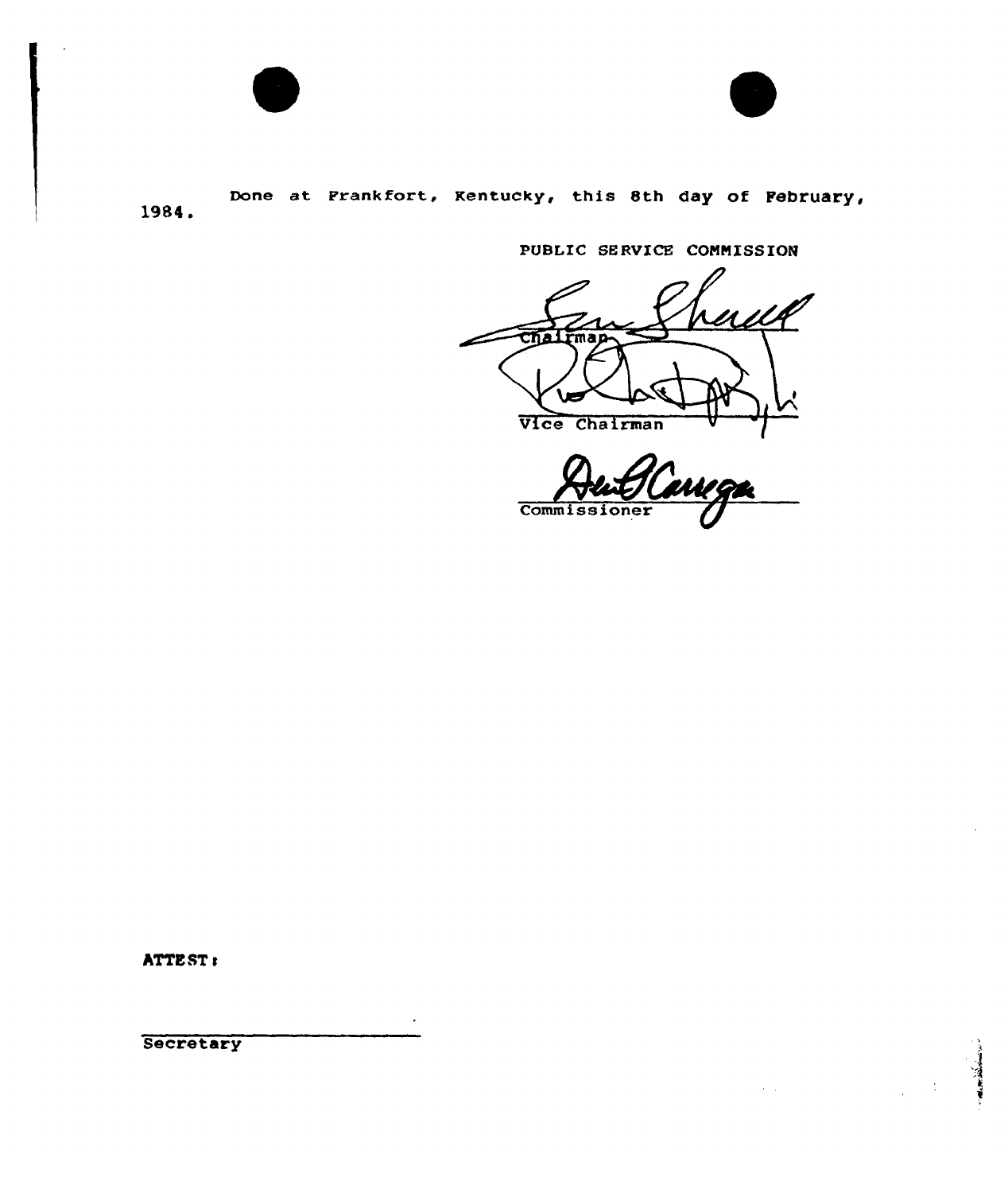Done at Frankfort, Kentucky, this 8th day of February, 1984.

PUBLIC SERVICE COMMISSION

Chairman

Vice Chairman

Commissioner

ATTEST:

Secretary